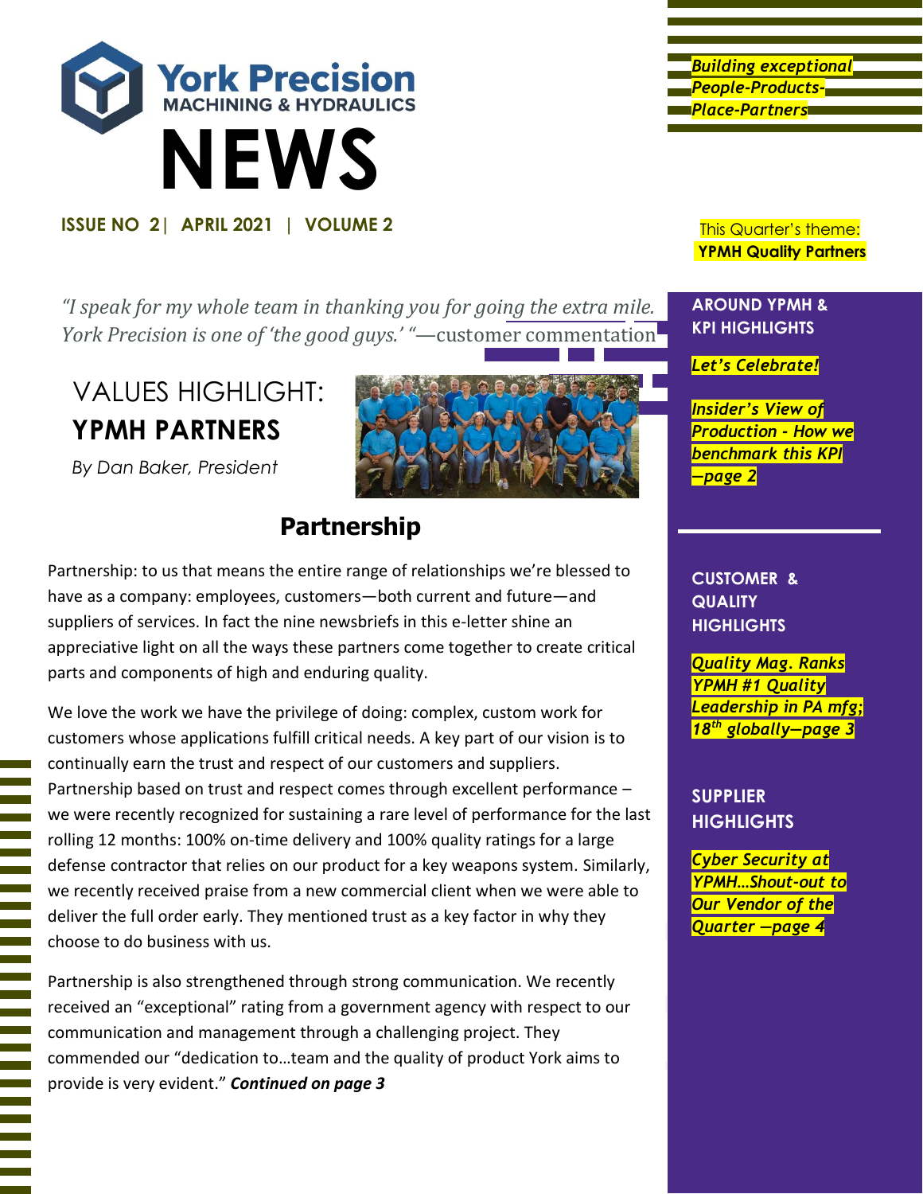# York Precision
## MACHINING & HYDRAULICS
# NEWS

**ISSUE NO 2 | APRIL 2021 | VOLUME 2**

*Building exceptional People-Products-Place-Partners*

This Quarter's theme: **YPMH Quality Partners**

*"I speak for my whole team in thanking you for going the extra mile. York Precision is one of 'the good guys.' "*—customer commentation

## VALUES HIGHLIGHT: **YPMH PARTNERS**

*By Dan Baker, President*

### Partnership

Partnership: to us that means the entire range of relationships we're blessed to have as a company: employees, customers—both current and future—and suppliers of services. In fact the nine newsbriefs in this e-letter shine an appreciative light on all the ways these partners come together to create critical parts and components of high and enduring quality.

We love the work we have the privilege of doing: complex, custom work for customers whose applications fulfill critical needs. A key part of our vision is to continually earn the trust and respect of our customers and suppliers. Partnership based on trust and respect comes through excellent performance – we were recently recognized for sustaining a rare level of performance for the last rolling 12 months: 100% on-time delivery and 100% quality ratings for a large defense contractor that relies on our product for a key weapons system. Similarly, we recently received praise from a new commercial client when we were able to deliver the full order early. They mentioned trust as a key factor in why they choose to do business with us.

Partnership is also strengthened through strong communication. We recently received an "exceptional" rating from a government agency with respect to our communication and management through a challenging project. They commended our "dedication to…team and the quality of product York aims to provide is very evident." ***Continued on page 3***

**AROUND YPMH & KPI HIGHLIGHTS**

*Let's Celebrate!*

*Insider's View of Production - How we benchmark this KPI —page 2*

**CUSTOMER & QUALITY HIGHLIGHTS**

*Quality Mag. Ranks YPMH #1 Quality Leadership in PA mfg; 18th globally—page 3*

**SUPPLIER HIGHLIGHTS**

*Cyber Security at YPMH…Shout-out to Our Vendor of the Quarter —page 4*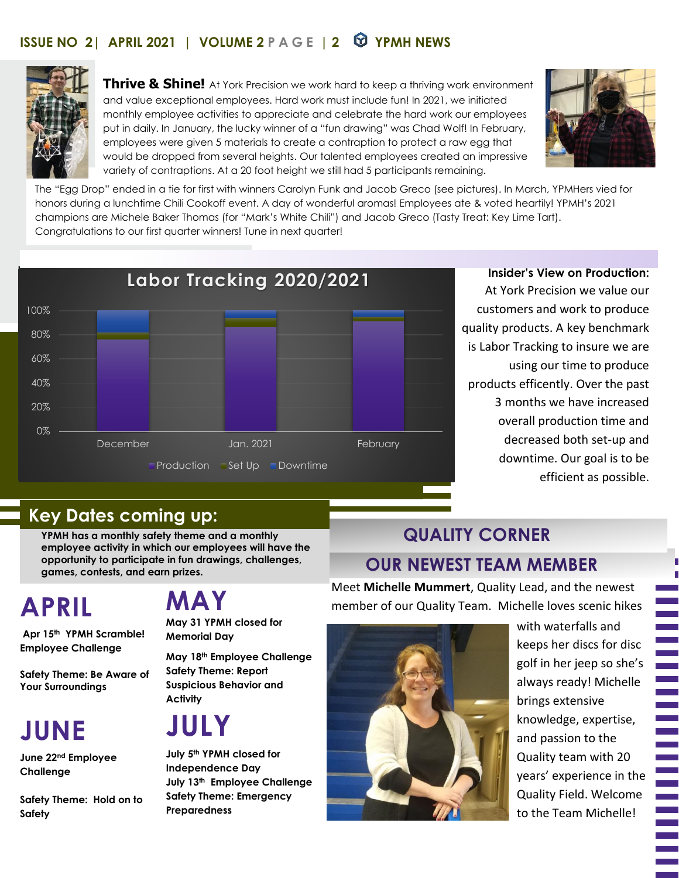**Thrive & Shine!** At York Precision we work hard to keep a thriving work environment and value exceptional employees. Hard work must include fun! In 2021, we initiated monthly employee activities to appreciate and celebrate the hard work our employees put in daily. In January, the lucky winner of a "fun drawing" was Chad Wolf! In February, employees were given 5 materials to create a contraption to protect a raw egg that would be dropped from several heights. Our talented employees created an impressive variety of contraptions. At a 20 foot height we still had 5 participants remaining. The "Egg Drop" ended in a tie for first with winners Carolyn Funk and Jacob Greco (see pictures). In March, YPMHers vied for honors during a lunchtime Chili Cookoff event. A day of wonderful aromas! Employees ate & voted heartily! YPMH's 2021 champions are Michele Baker Thomas (for "Mark's White Chili") and Jacob Greco (Tasty Treat: Key Lime Tart). Congratulations to our first quarter winners! Tune in next quarter!

**Labor Tracking 2020/2021**

(Chart: stacked bars for December, Jan. 2021, February; legend: Production, Set Up, Downtime; axis 0%–100%)

**Insider's View on Production:** At York Precision we value our customers and work to produce quality products. A key benchmark is Labor Tracking to insure we are using our time to produce products efficently. Over the past 3 months we have increased overall production time and decreased both set-up and downtime. Our goal is to be efficient as possible.

## Key Dates coming up:

**YPMH has a monthly safety theme and a monthly employee activity in which our employees will have the opportunity to participate in fun drawings, challenges, games, contests, and earn prizes.**

### APRIL

**Apr 15th YPMH Scramble! Employee Challenge**

**Safety Theme: Be Aware of Your Surroundings**

### MAY

**May 31 YPMH closed for Memorial Day**

**May 18th Employee Challenge**
**Safety Theme: Report Suspicious Behavior and Activity**

### JUNE

**June 22nd Employee Challenge**

**Safety Theme: Hold on to Safety**

### JULY

**July 5th YPMH closed for Independence Day**
**July 13th Employee Challenge**
**Safety Theme: Emergency Preparedness**

## QUALITY CORNER

## OUR NEWEST TEAM MEMBER

Meet **Michelle Mummert**, Quality Lead, and the newest member of our Quality Team. Michelle loves scenic hikes with waterfalls and keeps her discs for disc golf in her jeep so she's always ready! Michelle brings extensive knowledge, expertise, and passion to the Quality team with 20 years' experience in the Quality Field. Welcome to the Team Michelle!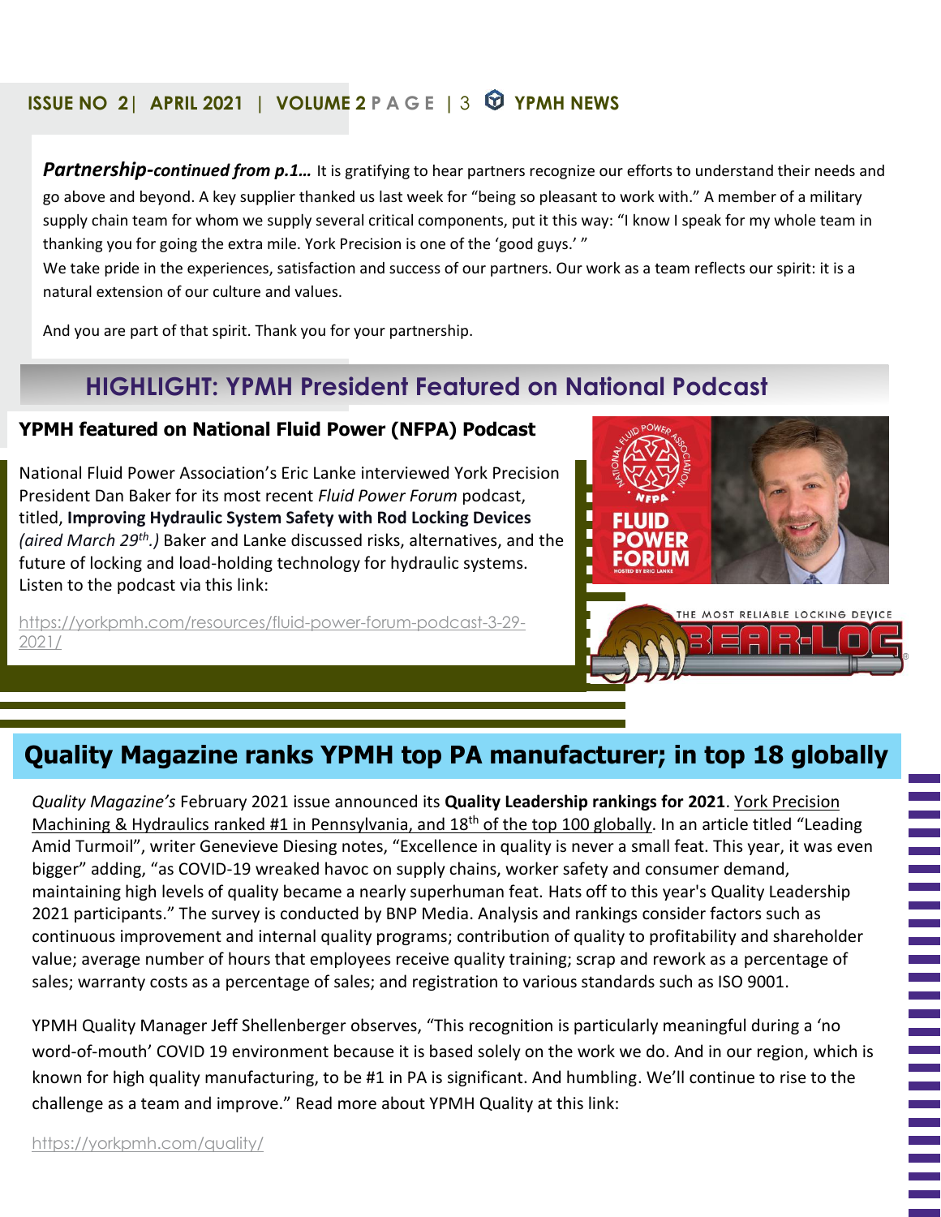***Partnership*-*continued from p.1…*** It is gratifying to hear partners recognize our efforts to understand their needs and go above and beyond. A key supplier thanked us last week for "being so pleasant to work with." A member of a military supply chain team for whom we supply several critical components, put it this way: "I know I speak for my whole team in thanking you for going the extra mile. York Precision is one of the 'good guys.' "

We take pride in the experiences, satisfaction and success of our partners. Our work as a team reflects our spirit: it is a natural extension of our culture and values.

And you are part of that spirit. Thank you for your partnership.

## HIGHLIGHT: YPMH President Featured on National Podcast

### YPMH featured on National Fluid Power (NFPA) Podcast

National Fluid Power Association's Eric Lanke interviewed York Precision President Dan Baker for its most recent *Fluid Power Forum* podcast, titled, **Improving Hydraulic System Safety with Rod Locking Devices** *(aired March 29th.)* Baker and Lanke discussed risks, alternatives, and the future of locking and load-holding technology for hydraulic systems. Listen to the podcast via this link:

https://yorkpmh.com/resources/fluid-power-forum-podcast-3-29-2021/

## Quality Magazine ranks YPMH top PA manufacturer; in top 18 globally

*Quality Magazine's* February 2021 issue announced its **Quality Leadership rankings for 2021**. York Precision Machining & Hydraulics ranked #1 in Pennsylvania, and 18th of the top 100 globally. In an article titled "Leading Amid Turmoil", writer Genevieve Diesing notes, "Excellence in quality is never a small feat. This year, it was even bigger" adding, "as COVID-19 wreaked havoc on supply chains, worker safety and consumer demand, maintaining high levels of quality became a nearly superhuman feat. Hats off to this year's Quality Leadership 2021 participants." The survey is conducted by BNP Media. Analysis and rankings consider factors such as continuous improvement and internal quality programs; contribution of quality to profitability and shareholder value; average number of hours that employees receive quality training; scrap and rework as a percentage of sales; warranty costs as a percentage of sales; and registration to various standards such as ISO 9001.

YPMH Quality Manager Jeff Shellenberger observes, "This recognition is particularly meaningful during a 'no word-of-mouth' COVID 19 environment because it is based solely on the work we do. And in our region, which is known for high quality manufacturing, to be #1 in PA is significant. And humbling. We'll continue to rise to the challenge as a team and improve." Read more about YPMH Quality at this link:

https://yorkpmh.com/quality/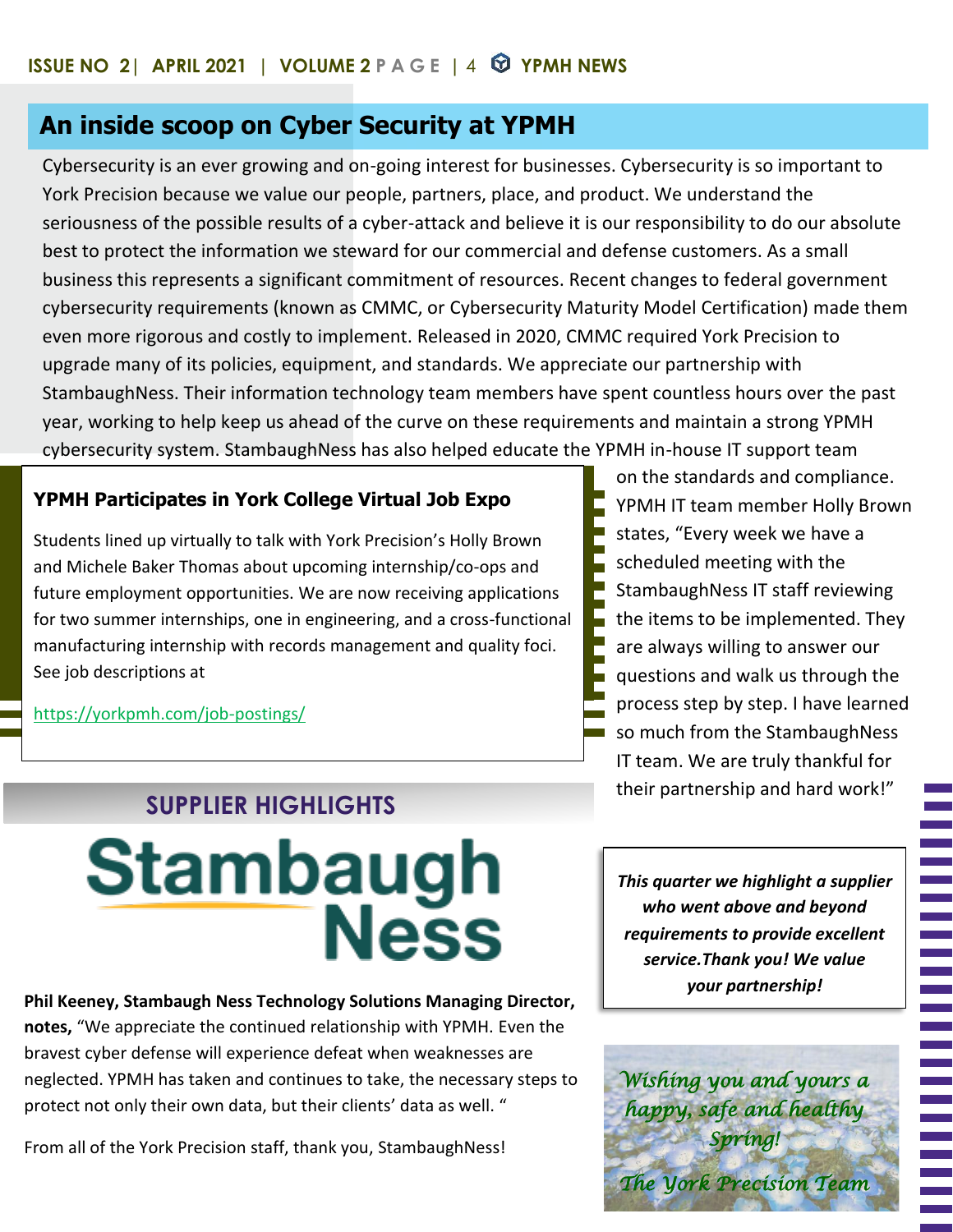## An inside scoop on Cyber Security at YPMH

Cybersecurity is an ever growing and on-going interest for businesses. Cybersecurity is so important to York Precision because we value our people, partners, place, and product. We understand the seriousness of the possible results of a cyber-attack and believe it is our responsibility to do our absolute best to protect the information we steward for our commercial and defense customers. As a small business this represents a significant commitment of resources. Recent changes to federal government cybersecurity requirements (known as CMMC, or Cybersecurity Maturity Model Certification) made them even more rigorous and costly to implement. Released in 2020, CMMC required York Precision to upgrade many of its policies, equipment, and standards. We appreciate our partnership with StambaughNess. Their information technology team members have spent countless hours over the past year, working to help keep us ahead of the curve on these requirements and maintain a strong YPMH cybersecurity system. StambaughNess has also helped educate the YPMH in-house IT support team on the standards and compliance. YPMH IT team member Holly Brown states, "Every week we have a scheduled meeting with the StambaughNess IT staff reviewing the items to be implemented. They are always willing to answer our questions and walk us through the process step by step. I have learned so much from the StambaughNess IT team. We are truly thankful for their partnership and hard work!"

### YPMH Participates in York College Virtual Job Expo

Students lined up virtually to talk with York Precision's Holly Brown and Michele Baker Thomas about upcoming internship/co-ops and future employment opportunities. We are now receiving applications for two summer internships, one in engineering, and a cross-functional manufacturing internship with records management and quality foci. See job descriptions at

https://yorkpmh.com/job-postings/

## SUPPLIER HIGHLIGHTS

Stambaugh Ness

**Phil Keeney, Stambaugh Ness Technology Solutions Managing Director, notes,** "We appreciate the continued relationship with YPMH. Even the bravest cyber defense will experience defeat when weaknesses are neglected. YPMH has taken and continues to take, the necessary steps to protect not only their own data, but their clients' data as well. "

From all of the York Precision staff, thank you, StambaughNess!

***This quarter we highlight a supplier who went above and beyond requirements to provide excellent service.Thank you! We value your partnership!***

*Wishing you and yours a happy, safe and healthy Spring!*

*The York Precision Team*